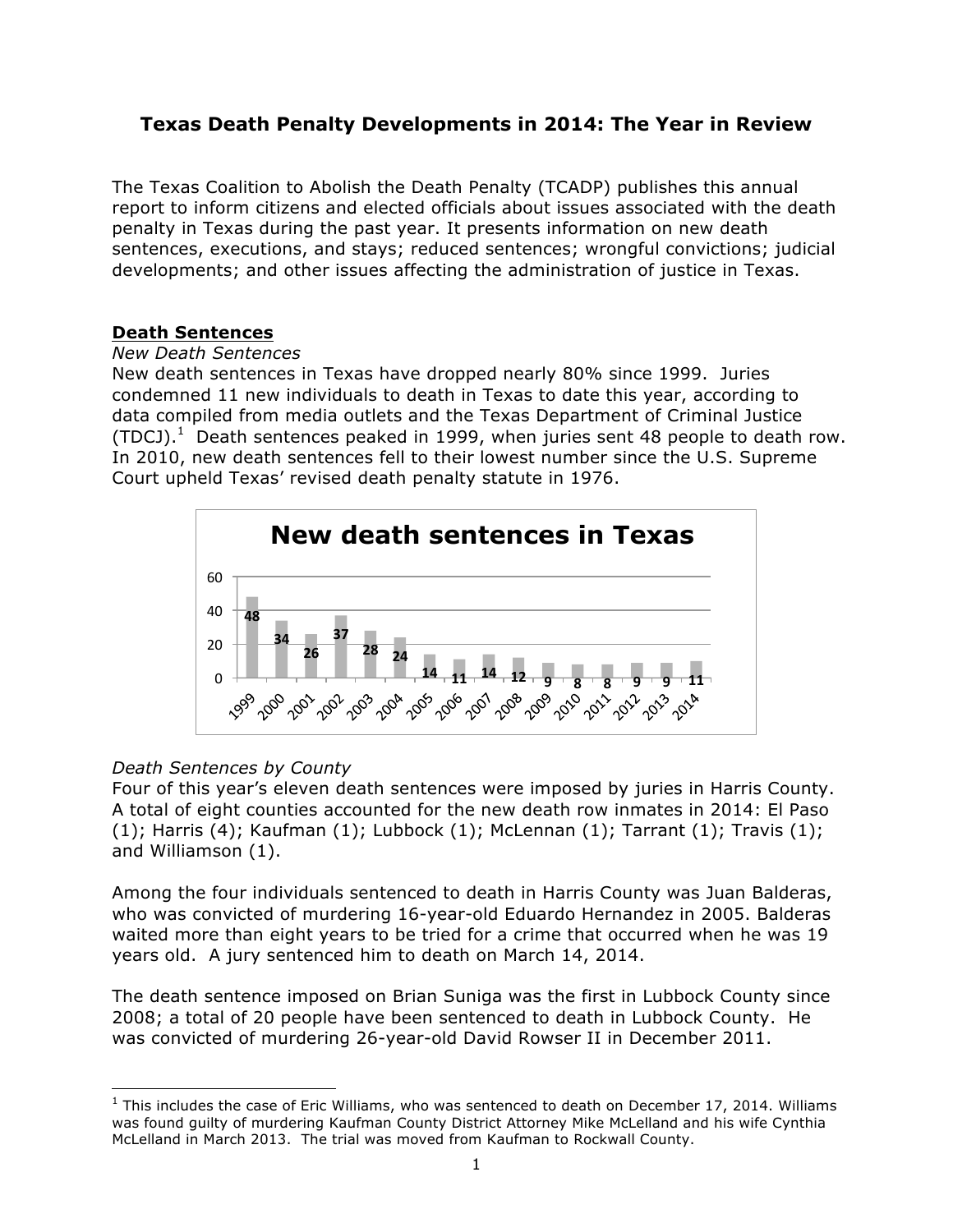# Texas Death Penalty Developments in 2014: The Year in Review

The Texas Coalition to Abolish the Death Penalty (TCADP) publishes this annual report to inform citizens and elected officials about issues associated with the death penalty in Texas during the past year. It presents information on new death sentences, executions, and stays; reduced sentences; wrongful convictions; judicial developments; and other issues affecting the administration of justice in Texas.

## Death Sentences

*New Death Sentences*

New death sentences in Texas have dropped nearly 80% since 1999. Juries condemned 11 new individuals to death in Texas to date this year, according to data compiled from media outlets and the Texas Department of Criminal Justice (TDCJ).[1] Death sentences peaked in 1999, when juries sent 48 people to death row. In 2010, new death sentences fell to their lowest number since the U.S. Supreme Court upheld Texas' revised death penalty statute in 1976.

**New death sentences in Texas**

| Year | 1999 | 2000 | 2001 | 2002 | 2003 | 2004 | 2005 | 2006 | 2007 | 2008 | 2009 | 2010 | 2011 | 2012 | 2013 | 2014 |
|---|---|---|---|---|---|---|---|---|---|---|---|---|---|---|---|---|
| New death sentences | 48 | 34 | 26 | 37 | 28 | 24 | 14 | 11 | 14 | 12 | 9 | 8 | 8 | 9 | 9 | 11 |

*Death Sentences by County*

Four of this year's eleven death sentences were imposed by juries in Harris County. A total of eight counties accounted for the new death row inmates in 2014: El Paso (1); Harris (4); Kaufman (1); Lubbock (1); McLennan (1); Tarrant (1); Travis (1); and Williamson (1).

Among the four individuals sentenced to death in Harris County was Juan Balderas, who was convicted of murdering 16-year-old Eduardo Hernandez in 2005. Balderas waited more than eight years to be tried for a crime that occurred when he was 19 years old. A jury sentenced him to death on March 14, 2014.

The death sentence imposed on Brian Suniga was the first in Lubbock County since 2008; a total of 20 people have been sentenced to death in Lubbock County. He was convicted of murdering 26-year-old David Rowser II in December 2011.

[1] This includes the case of Eric Williams, who was sentenced to death on December 17, 2014. Williams was found guilty of murdering Kaufman County District Attorney Mike McLelland and his wife Cynthia McLelland in March 2013. The trial was moved from Kaufman to Rockwall County.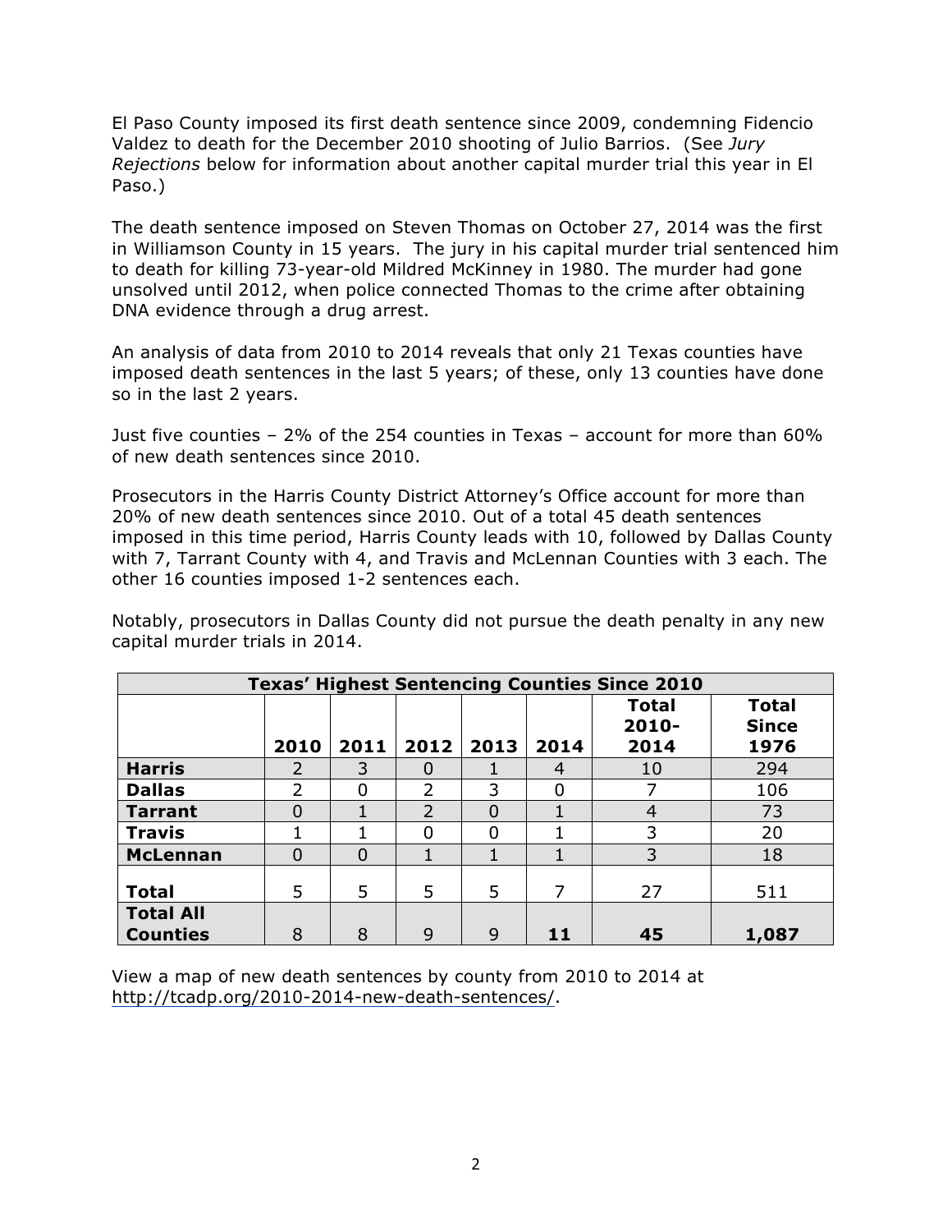El Paso County imposed its first death sentence since 2009, condemning Fidencio Valdez to death for the December 2010 shooting of Julio Barrios. (See *Jury Rejections* below for information about another capital murder trial this year in El Paso.)

The death sentence imposed on Steven Thomas on October 27, 2014 was the first in Williamson County in 15 years. The jury in his capital murder trial sentenced him to death for killing 73-year-old Mildred McKinney in 1980. The murder had gone unsolved until 2012, when police connected Thomas to the crime after obtaining DNA evidence through a drug arrest.

An analysis of data from 2010 to 2014 reveals that only 21 Texas counties have imposed death sentences in the last 5 years; of these, only 13 counties have done so in the last 2 years.

Just five counties – 2% of the 254 counties in Texas – account for more than 60% of new death sentences since 2010.

Prosecutors in the Harris County District Attorney's Office account for more than 20% of new death sentences since 2010. Out of a total 45 death sentences imposed in this time period, Harris County leads with 10, followed by Dallas County with 7, Tarrant County with 4, and Travis and McLennan Counties with 3 each. The other 16 counties imposed 1-2 sentences each.

Notably, prosecutors in Dallas County did not pursue the death penalty in any new capital murder trials in 2014.

| **Texas' Highest Sentencing Counties Since 2010** | | | | | | | |
|---|---|---|---|---|---|---|---|
| | **2010** | **2011** | **2012** | **2013** | **2014** | **Total 2010-2014** | **Total Since 1976** |
| **Harris** | 2 | 3 | 0 | 1 | 4 | 10 | 294 |
| **Dallas** | 2 | 0 | 2 | 3 | 0 | 7 | 106 |
| **Tarrant** | 0 | 1 | 2 | 0 | 1 | 4 | 73 |
| **Travis** | 1 | 1 | 0 | 0 | 1 | 3 | 20 |
| **McLennan** | 0 | 0 | 1 | 1 | 1 | 3 | 18 |
| **Total** | 5 | 5 | 5 | 5 | 7 | 27 | 511 |
| **Total All Counties** | 8 | 8 | 9 | 9 | **11** | **45** | **1,087** |

View a map of new death sentences by county from 2010 to 2014 at http://tcadp.org/2010-2014-new-death-sentences/.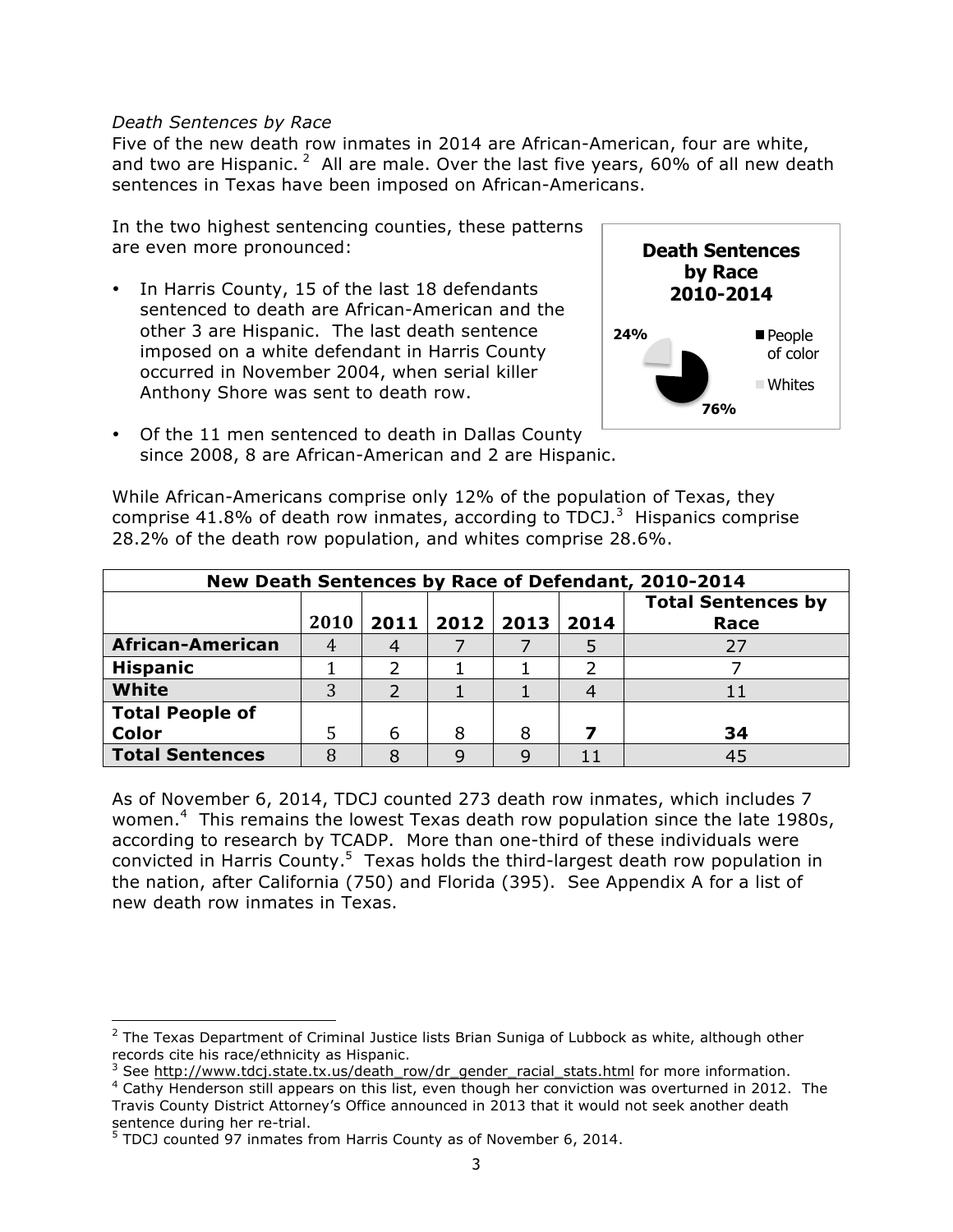*Death Sentences by Race*

Five of the new death row inmates in 2014 are African-American, four are white, and two are Hispanic.[2] All are male. Over the last five years, 60% of all new death sentences in Texas have been imposed on African-Americans.

In the two highest sentencing counties, these patterns are even more pronounced:

- In Harris County, 15 of the last 18 defendants sentenced to death are African-American and the other 3 are Hispanic. The last death sentence imposed on a white defendant in Harris County occurred in November 2004, when serial killer Anthony Shore was sent to death row.
- Of the 11 men sentenced to death in Dallas County since 2008, 8 are African-American and 2 are Hispanic.

**Death Sentences by Race 2010-2014**

24%

76%

People of color

Whites

While African-Americans comprise only 12% of the population of Texas, they comprise 41.8% of death row inmates, according to TDCJ.[3] Hispanics comprise 28.2% of the death row population, and whites comprise 28.6%.

| New Death Sentences by Race of Defendant, 2010-2014 | | | | | | |
|---|---|---|---|---|---|---|
| | 2010 | 2011 | 2012 | 2013 | 2014 | Total Sentences by Race |
| **African-American** | 4 | 4 | 7 | 7 | 5 | 27 |
| **Hispanic** | 1 | 2 | 1 | 1 | 2 | 7 |
| **White** | 3 | 2 | 1 | 1 | 4 | 11 |
| **Total People of Color** | 5 | 6 | 8 | 8 | **7** | **34** |
| **Total Sentences** | 8 | 8 | 9 | 9 | 11 | 45 |

As of November 6, 2014, TDCJ counted 273 death row inmates, which includes 7 women.[4] This remains the lowest Texas death row population since the late 1980s, according to research by TCADP. More than one-third of these individuals were convicted in Harris County.[5] Texas holds the third-largest death row population in the nation, after California (750) and Florida (395). See Appendix A for a list of new death row inmates in Texas.

---

[2] The Texas Department of Criminal Justice lists Brian Suniga of Lubbock as white, although other records cite his race/ethnicity as Hispanic.

[3] See http://www.tdcj.state.tx.us/death_row/dr_gender_racial_stats.html for more information.

[4] Cathy Henderson still appears on this list, even though her conviction was overturned in 2012. The Travis County District Attorney's Office announced in 2013 that it would not seek another death sentence during her re-trial.

[5] TDCJ counted 97 inmates from Harris County as of November 6, 2014.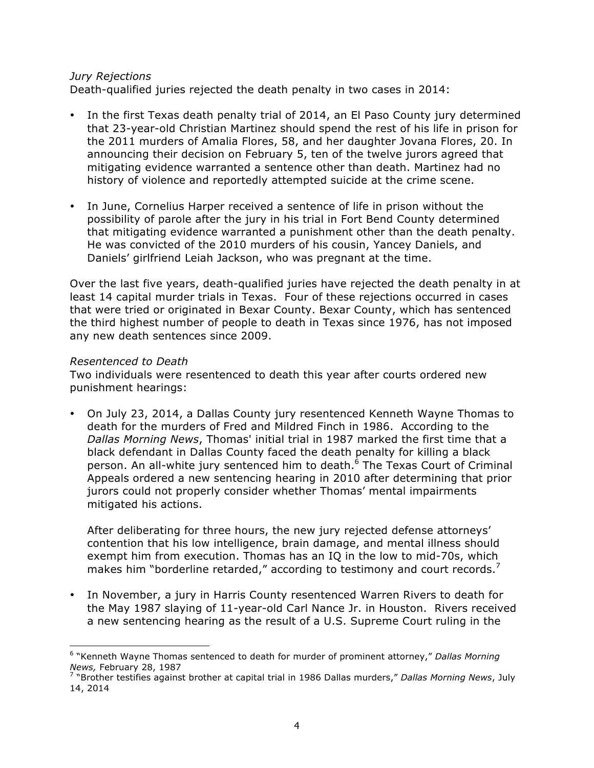*Jury Rejections*

Death-qualified juries rejected the death penalty in two cases in 2014:

- In the first Texas death penalty trial of 2014, an El Paso County jury determined that 23-year-old Christian Martinez should spend the rest of his life in prison for the 2011 murders of Amalia Flores, 58, and her daughter Jovana Flores, 20. In announcing their decision on February 5, ten of the twelve jurors agreed that mitigating evidence warranted a sentence other than death. Martinez had no history of violence and reportedly attempted suicide at the crime scene.

- In June, Cornelius Harper received a sentence of life in prison without the possibility of parole after the jury in his trial in Fort Bend County determined that mitigating evidence warranted a punishment other than the death penalty. He was convicted of the 2010 murders of his cousin, Yancey Daniels, and Daniels' girlfriend Leiah Jackson, who was pregnant at the time.

Over the last five years, death-qualified juries have rejected the death penalty in at least 14 capital murder trials in Texas. Four of these rejections occurred in cases that were tried or originated in Bexar County. Bexar County, which has sentenced the third highest number of people to death in Texas since 1976, has not imposed any new death sentences since 2009.

*Resentenced to Death*

Two individuals were resentenced to death this year after courts ordered new punishment hearings:

- On July 23, 2014, a Dallas County jury resentenced Kenneth Wayne Thomas to death for the murders of Fred and Mildred Finch in 1986. According to the *Dallas Morning News*, Thomas' initial trial in 1987 marked the first time that a black defendant in Dallas County faced the death penalty for killing a black person. An all-white jury sentenced him to death.[6] The Texas Court of Criminal Appeals ordered a new sentencing hearing in 2010 after determining that prior jurors could not properly consider whether Thomas' mental impairments mitigated his actions.

  After deliberating for three hours, the new jury rejected defense attorneys' contention that his low intelligence, brain damage, and mental illness should exempt him from execution. Thomas has an IQ in the low to mid-70s, which makes him "borderline retarded," according to testimony and court records.[7]

- In November, a jury in Harris County resentenced Warren Rivers to death for the May 1987 slaying of 11-year-old Carl Nance Jr. in Houston. Rivers received a new sentencing hearing as the result of a U.S. Supreme Court ruling in the

---

[6] "Kenneth Wayne Thomas sentenced to death for murder of prominent attorney," *Dallas Morning News,* February 28, 1987

[7] "Brother testifies against brother at capital trial in 1986 Dallas murders," *Dallas Morning News*, July 14, 2014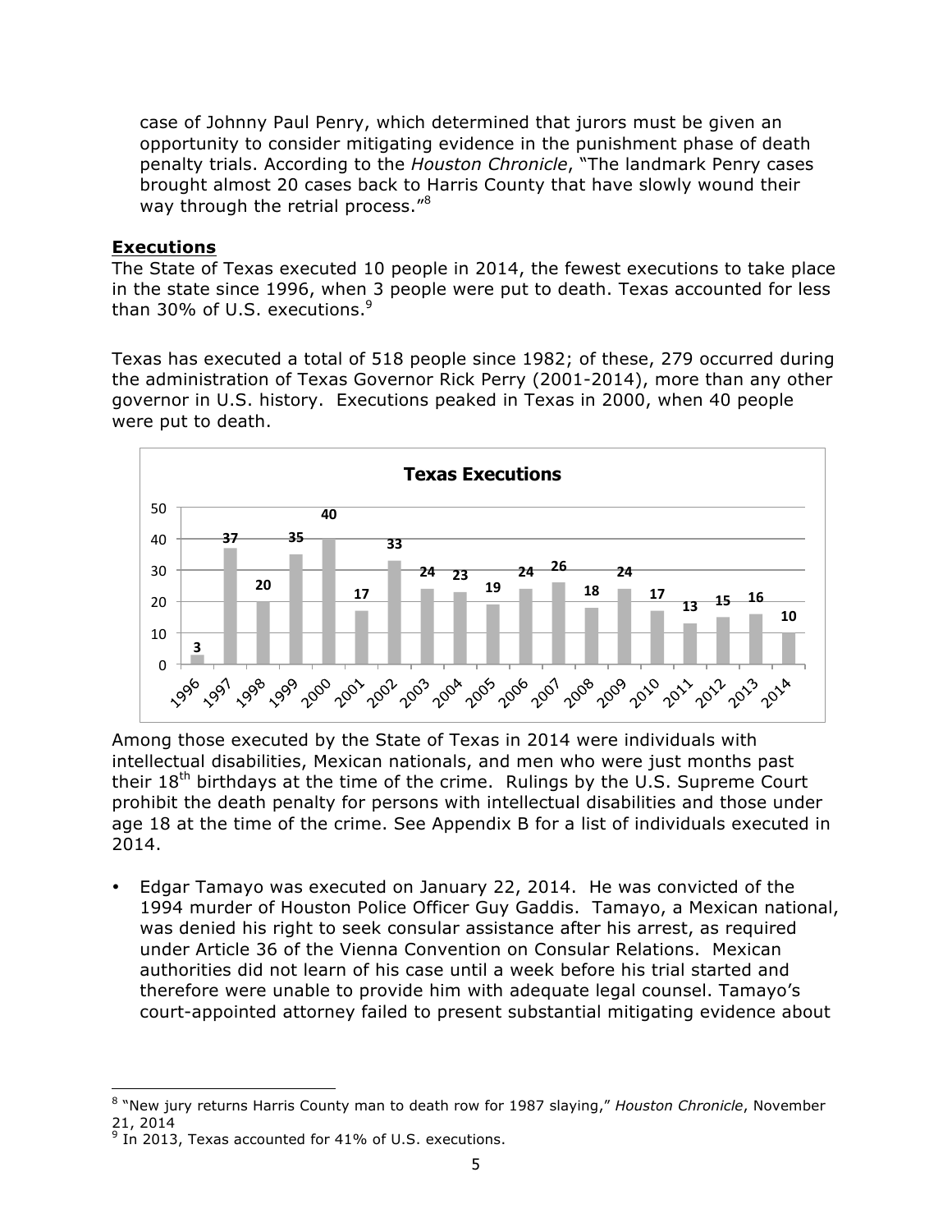case of Johnny Paul Penry, which determined that jurors must be given an opportunity to consider mitigating evidence in the punishment phase of death penalty trials. According to the *Houston Chronicle*, "The landmark Penry cases brought almost 20 cases back to Harris County that have slowly wound their way through the retrial process."[8]

## Executions

The State of Texas executed 10 people in 2014, the fewest executions to take place in the state since 1996, when 3 people were put to death. Texas accounted for less than 30% of U.S. executions.[9]

Texas has executed a total of 518 people since 1982; of these, 279 occurred during the administration of Texas Governor Rick Perry (2001-2014), more than any other governor in U.S. history. Executions peaked in Texas in 2000, when 40 people were put to death.

Texas Executions

50
40
30
20
10
0

3
37
20
35
40
17
33
24
23
19
24
26
18
24
17
13
15
16
10

1996 1997 1998 1999 2000 2001 2002 2003 2004 2005 2006 2007 2008 2009 2010 2011 2012 2013 2014

Among those executed by the State of Texas in 2014 were individuals with intellectual disabilities, Mexican nationals, and men who were just months past their 18th birthdays at the time of the crime. Rulings by the U.S. Supreme Court prohibit the death penalty for persons with intellectual disabilities and those under age 18 at the time of the crime. See Appendix B for a list of individuals executed in 2014.

- Edgar Tamayo was executed on January 22, 2014. He was convicted of the 1994 murder of Houston Police Officer Guy Gaddis. Tamayo, a Mexican national, was denied his right to seek consular assistance after his arrest, as required under Article 36 of the Vienna Convention on Consular Relations. Mexican authorities did not learn of his case until a week before his trial started and therefore were unable to provide him with adequate legal counsel. Tamayo's court-appointed attorney failed to present substantial mitigating evidence about

[8] "New jury returns Harris County man to death row for 1987 slaying," *Houston Chronicle*, November 21, 2014

[9] In 2013, Texas accounted for 41% of U.S. executions.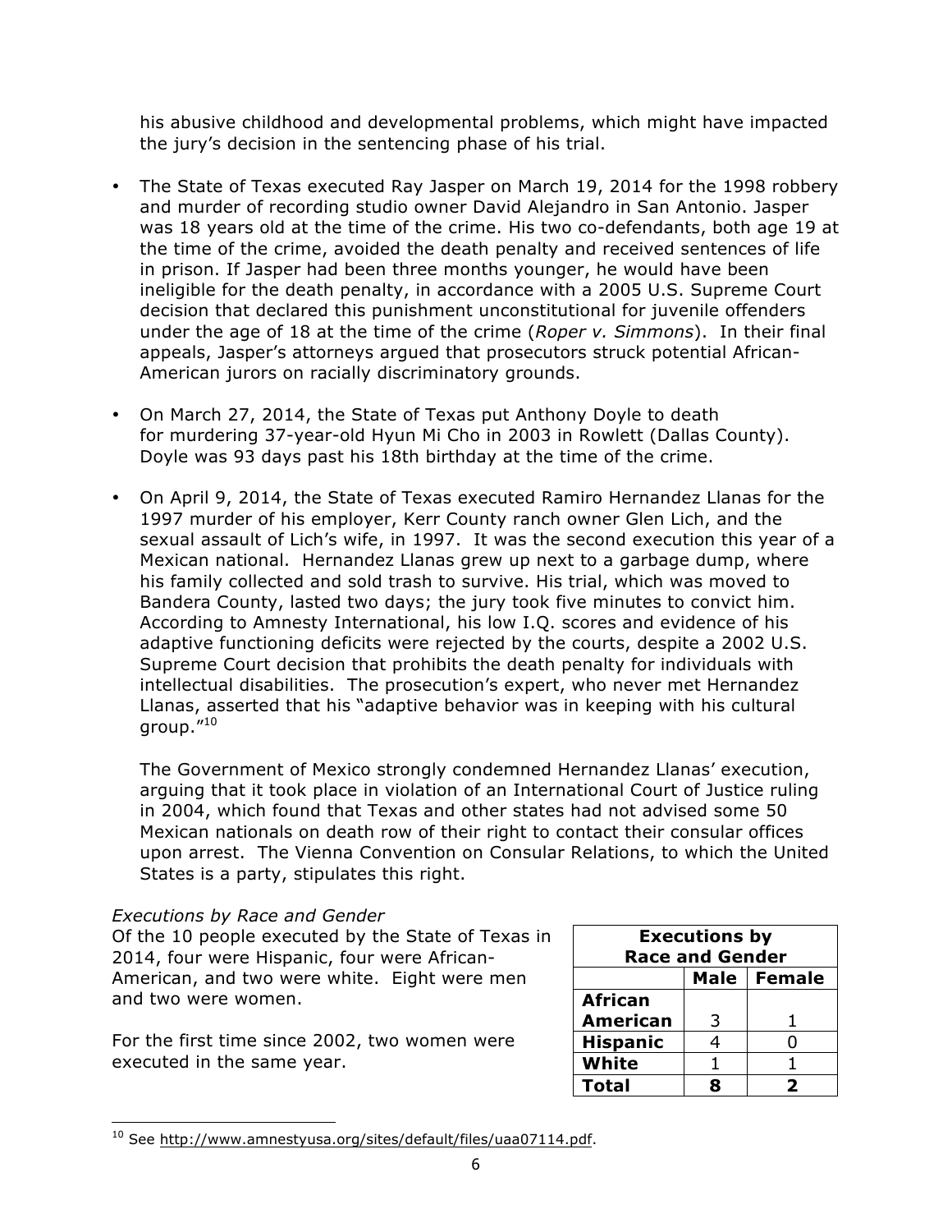his abusive childhood and developmental problems, which might have impacted the jury's decision in the sentencing phase of his trial.

- The State of Texas executed Ray Jasper on March 19, 2014 for the 1998 robbery and murder of recording studio owner David Alejandro in San Antonio. Jasper was 18 years old at the time of the crime. His two co-defendants, both age 19 at the time of the crime, avoided the death penalty and received sentences of life in prison. If Jasper had been three months younger, he would have been ineligible for the death penalty, in accordance with a 2005 U.S. Supreme Court decision that declared this punishment unconstitutional for juvenile offenders under the age of 18 at the time of the crime (*Roper v. Simmons*). In their final appeals, Jasper's attorneys argued that prosecutors struck potential African-American jurors on racially discriminatory grounds.

- On March 27, 2014, the State of Texas put Anthony Doyle to death for murdering 37-year-old Hyun Mi Cho in 2003 in Rowlett (Dallas County). Doyle was 93 days past his 18th birthday at the time of the crime.

- On April 9, 2014, the State of Texas executed Ramiro Hernandez Llanas for the 1997 murder of his employer, Kerr County ranch owner Glen Lich, and the sexual assault of Lich's wife, in 1997. It was the second execution this year of a Mexican national. Hernandez Llanas grew up next to a garbage dump, where his family collected and sold trash to survive. His trial, which was moved to Bandera County, lasted two days; the jury took five minutes to convict him. According to Amnesty International, his low I.Q. scores and evidence of his adaptive functioning deficits were rejected by the courts, despite a 2002 U.S. Supreme Court decision that prohibits the death penalty for individuals with intellectual disabilities. The prosecution's expert, who never met Hernandez Llanas, asserted that his "adaptive behavior was in keeping with his cultural group."[10]

  The Government of Mexico strongly condemned Hernandez Llanas' execution, arguing that it took place in violation of an International Court of Justice ruling in 2004, which found that Texas and other states had not advised some 50 Mexican nationals on death row of their right to contact their consular offices upon arrest. The Vienna Convention on Consular Relations, to which the United States is a party, stipulates this right.

*Executions by Race and Gender*

Of the 10 people executed by the State of Texas in 2014, four were Hispanic, four were African-American, and two were white. Eight were men and two were women.

For the first time since 2002, two women were executed in the same year.

| **Executions by Race and Gender** | | |
|---|---|---|
| | **Male** | **Female** |
| **African American** | 3 | 1 |
| **Hispanic** | 4 | 0 |
| **White** | 1 | 1 |
| **Total** | **8** | **2** |

[10] See http://www.amnestyusa.org/sites/default/files/uaa07114.pdf.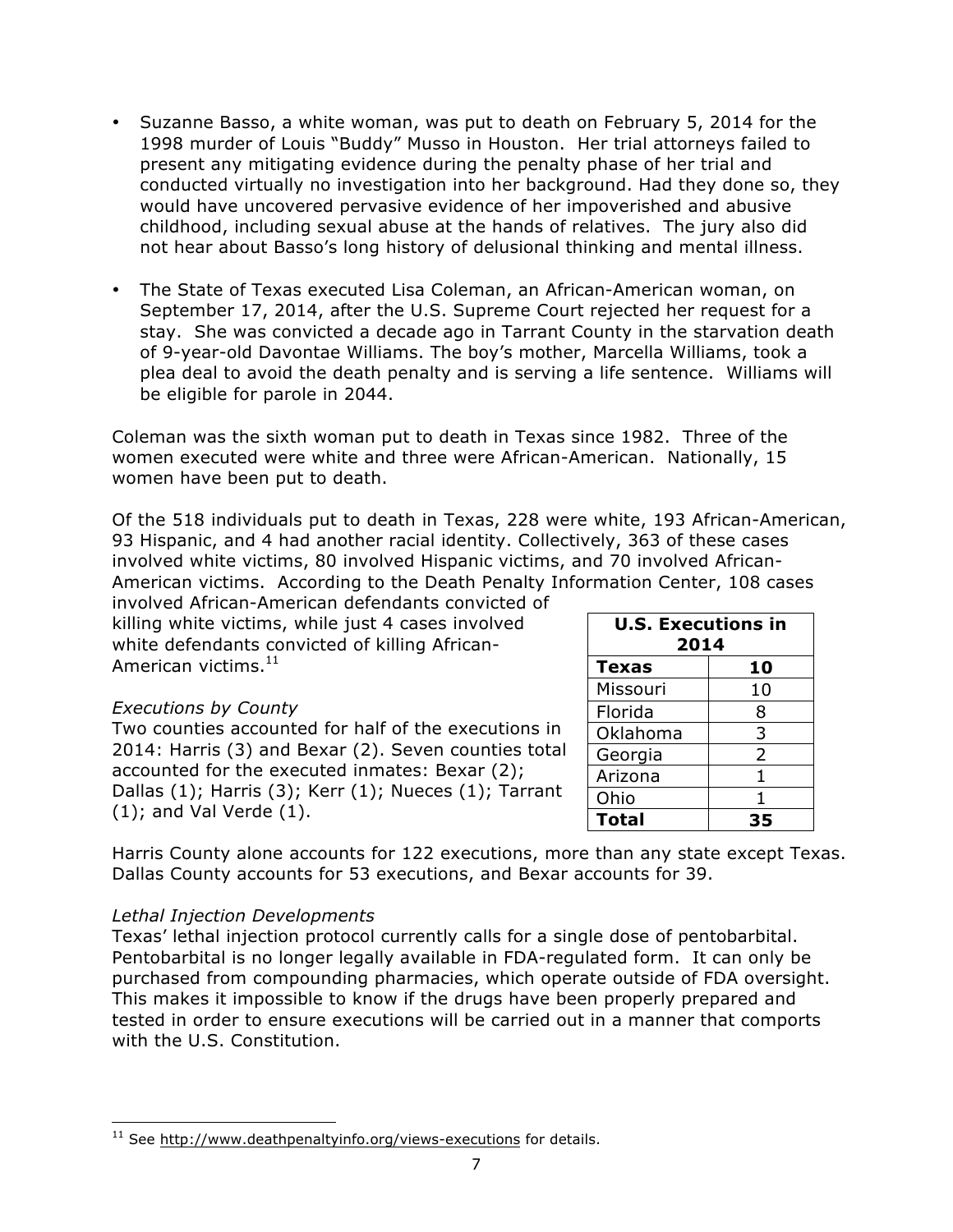- Suzanne Basso, a white woman, was put to death on February 5, 2014 for the 1998 murder of Louis "Buddy" Musso in Houston. Her trial attorneys failed to present any mitigating evidence during the penalty phase of her trial and conducted virtually no investigation into her background. Had they done so, they would have uncovered pervasive evidence of her impoverished and abusive childhood, including sexual abuse at the hands of relatives. The jury also did not hear about Basso's long history of delusional thinking and mental illness.

- The State of Texas executed Lisa Coleman, an African-American woman, on September 17, 2014, after the U.S. Supreme Court rejected her request for a stay. She was convicted a decade ago in Tarrant County in the starvation death of 9-year-old Davontae Williams. The boy's mother, Marcella Williams, took a plea deal to avoid the death penalty and is serving a life sentence. Williams will be eligible for parole in 2044.

Coleman was the sixth woman put to death in Texas since 1982. Three of the women executed were white and three were African-American. Nationally, 15 women have been put to death.

Of the 518 individuals put to death in Texas, 228 were white, 193 African-American, 93 Hispanic, and 4 had another racial identity. Collectively, 363 of these cases involved white victims, 80 involved Hispanic victims, and 70 involved African-American victims. According to the Death Penalty Information Center, 108 cases involved African-American defendants convicted of killing white victims, while just 4 cases involved white defendants convicted of killing African-American victims.[11]

| U.S. Executions in 2014 | |
|---|---|
| **Texas** | **10** |
| Missouri | 10 |
| Florida | 8 |
| Oklahoma | 3 |
| Georgia | 2 |
| Arizona | 1 |
| Ohio | 1 |
| **Total** | **35** |

*Executions by County*

Two counties accounted for half of the executions in 2014: Harris (3) and Bexar (2). Seven counties total accounted for the executed inmates: Bexar (2); Dallas (1); Harris (3); Kerr (1); Nueces (1); Tarrant (1); and Val Verde (1).

Harris County alone accounts for 122 executions, more than any state except Texas. Dallas County accounts for 53 executions, and Bexar accounts for 39.

*Lethal Injection Developments*

Texas' lethal injection protocol currently calls for a single dose of pentobarbital. Pentobarbital is no longer legally available in FDA-regulated form. It can only be purchased from compounding pharmacies, which operate outside of FDA oversight. This makes it impossible to know if the drugs have been properly prepared and tested in order to ensure executions will be carried out in a manner that comports with the U.S. Constitution.

---

[11] See http://www.deathpenaltyinfo.org/views-executions for details.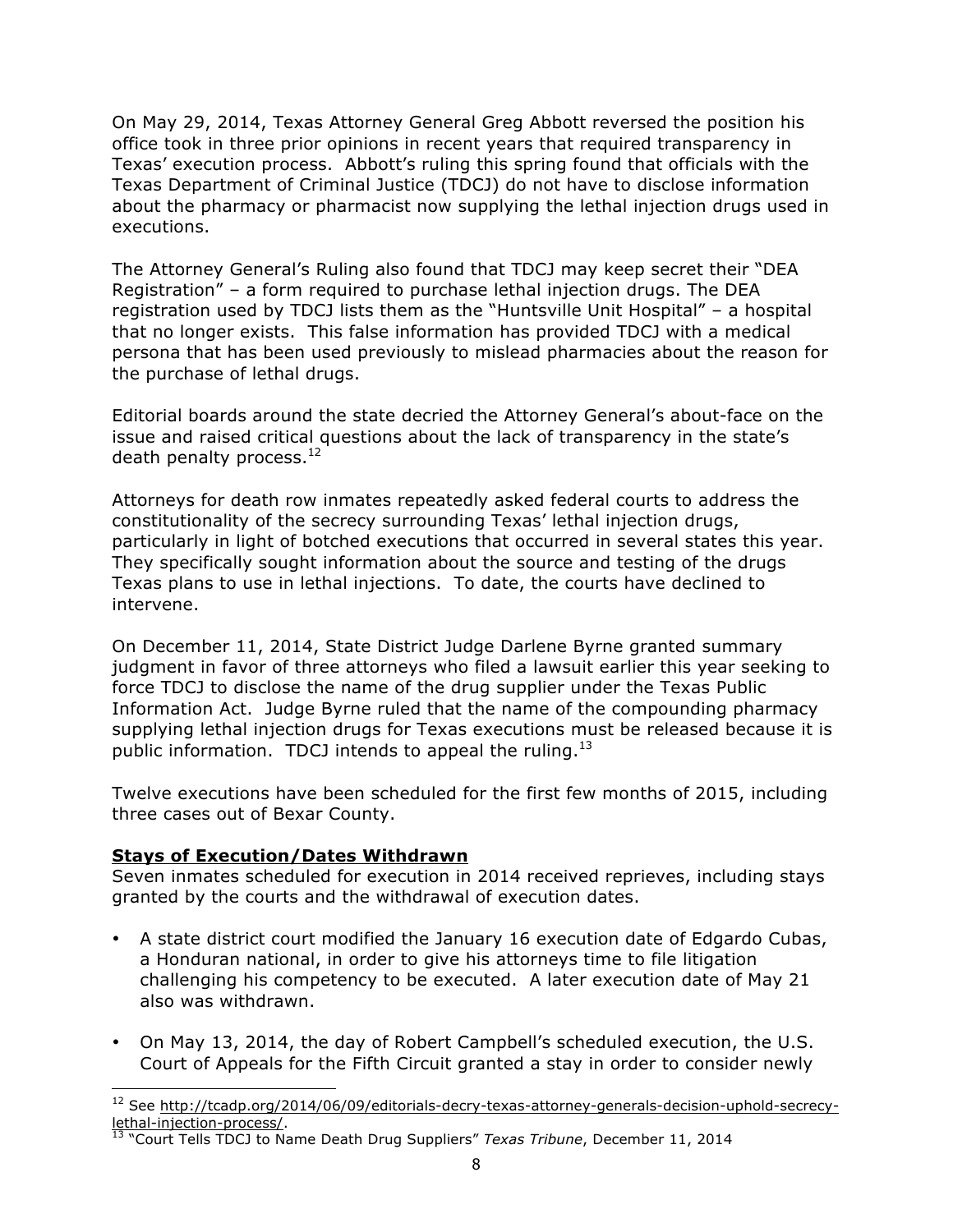On May 29, 2014, Texas Attorney General Greg Abbott reversed the position his office took in three prior opinions in recent years that required transparency in Texas' execution process. Abbott's ruling this spring found that officials with the Texas Department of Criminal Justice (TDCJ) do not have to disclose information about the pharmacy or pharmacist now supplying the lethal injection drugs used in executions.

The Attorney General's Ruling also found that TDCJ may keep secret their "DEA Registration" – a form required to purchase lethal injection drugs. The DEA registration used by TDCJ lists them as the "Huntsville Unit Hospital" – a hospital that no longer exists. This false information has provided TDCJ with a medical persona that has been used previously to mislead pharmacies about the reason for the purchase of lethal drugs.

Editorial boards around the state decried the Attorney General's about-face on the issue and raised critical questions about the lack of transparency in the state's death penalty process.[12]

Attorneys for death row inmates repeatedly asked federal courts to address the constitutionality of the secrecy surrounding Texas' lethal injection drugs, particularly in light of botched executions that occurred in several states this year. They specifically sought information about the source and testing of the drugs Texas plans to use in lethal injections. To date, the courts have declined to intervene.

On December 11, 2014, State District Judge Darlene Byrne granted summary judgment in favor of three attorneys who filed a lawsuit earlier this year seeking to force TDCJ to disclose the name of the drug supplier under the Texas Public Information Act. Judge Byrne ruled that the name of the compounding pharmacy supplying lethal injection drugs for Texas executions must be released because it is public information. TDCJ intends to appeal the ruling.[13]

Twelve executions have been scheduled for the first few months of 2015, including three cases out of Bexar County.

**Stays of Execution/Dates Withdrawn**

Seven inmates scheduled for execution in 2014 received reprieves, including stays granted by the courts and the withdrawal of execution dates.

- A state district court modified the January 16 execution date of Edgardo Cubas, a Honduran national, in order to give his attorneys time to file litigation challenging his competency to be executed. A later execution date of May 21 also was withdrawn.
- On May 13, 2014, the day of Robert Campbell's scheduled execution, the U.S. Court of Appeals for the Fifth Circuit granted a stay in order to consider newly

---

[12] See http://tcadp.org/2014/06/09/editorials-decry-texas-attorney-generals-decision-uphold-secrecy-lethal-injection-process/.

[13] "Court Tells TDCJ to Name Death Drug Suppliers" *Texas Tribune*, December 11, 2014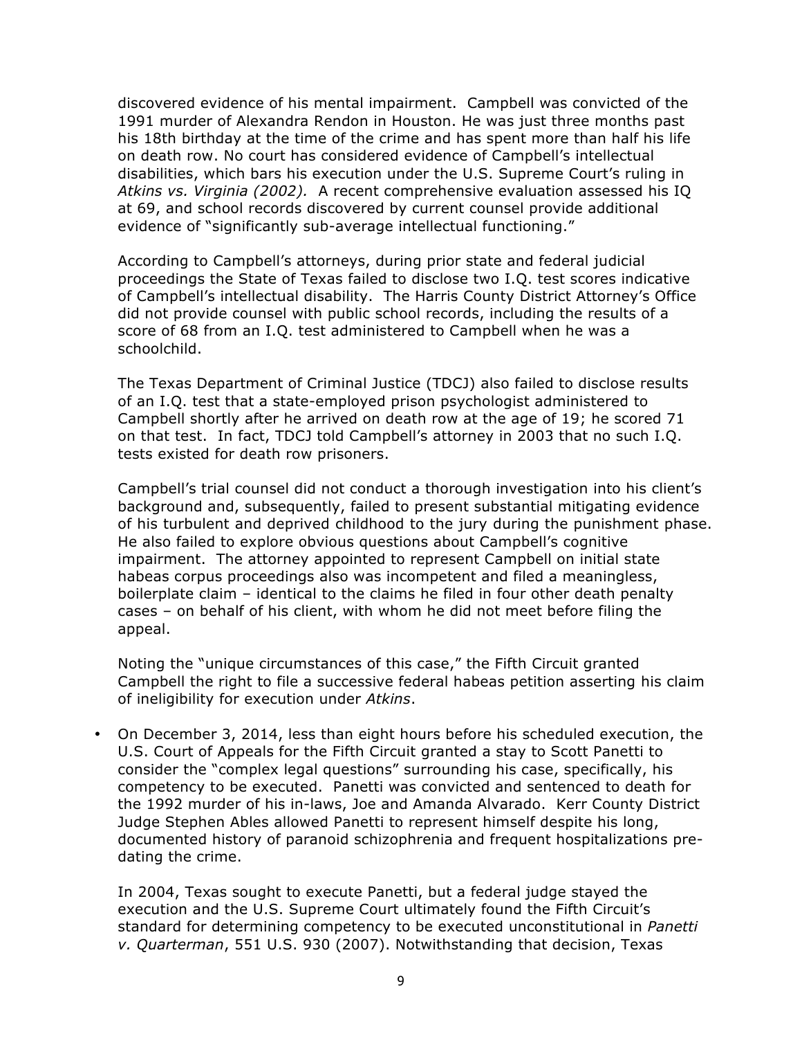discovered evidence of his mental impairment. Campbell was convicted of the 1991 murder of Alexandra Rendon in Houston. He was just three months past his 18th birthday at the time of the crime and has spent more than half his life on death row. No court has considered evidence of Campbell's intellectual disabilities, which bars his execution under the U.S. Supreme Court's ruling in *Atkins vs. Virginia (2002).* A recent comprehensive evaluation assessed his IQ at 69, and school records discovered by current counsel provide additional evidence of "significantly sub-average intellectual functioning."

According to Campbell's attorneys, during prior state and federal judicial proceedings the State of Texas failed to disclose two I.Q. test scores indicative of Campbell's intellectual disability. The Harris County District Attorney's Office did not provide counsel with public school records, including the results of a score of 68 from an I.Q. test administered to Campbell when he was a schoolchild.

The Texas Department of Criminal Justice (TDCJ) also failed to disclose results of an I.Q. test that a state-employed prison psychologist administered to Campbell shortly after he arrived on death row at the age of 19; he scored 71 on that test. In fact, TDCJ told Campbell's attorney in 2003 that no such I.Q. tests existed for death row prisoners.

Campbell's trial counsel did not conduct a thorough investigation into his client's background and, subsequently, failed to present substantial mitigating evidence of his turbulent and deprived childhood to the jury during the punishment phase. He also failed to explore obvious questions about Campbell's cognitive impairment. The attorney appointed to represent Campbell on initial state habeas corpus proceedings also was incompetent and filed a meaningless, boilerplate claim – identical to the claims he filed in four other death penalty cases – on behalf of his client, with whom he did not meet before filing the appeal.

Noting the "unique circumstances of this case," the Fifth Circuit granted Campbell the right to file a successive federal habeas petition asserting his claim of ineligibility for execution under *Atkins*.

- On December 3, 2014, less than eight hours before his scheduled execution, the U.S. Court of Appeals for the Fifth Circuit granted a stay to Scott Panetti to consider the "complex legal questions" surrounding his case, specifically, his competency to be executed. Panetti was convicted and sentenced to death for the 1992 murder of his in-laws, Joe and Amanda Alvarado. Kerr County District Judge Stephen Ables allowed Panetti to represent himself despite his long, documented history of paranoid schizophrenia and frequent hospitalizations pre-dating the crime.

  In 2004, Texas sought to execute Panetti, but a federal judge stayed the execution and the U.S. Supreme Court ultimately found the Fifth Circuit's standard for determining competency to be executed unconstitutional in *Panetti v. Quarterman*, 551 U.S. 930 (2007). Notwithstanding that decision, Texas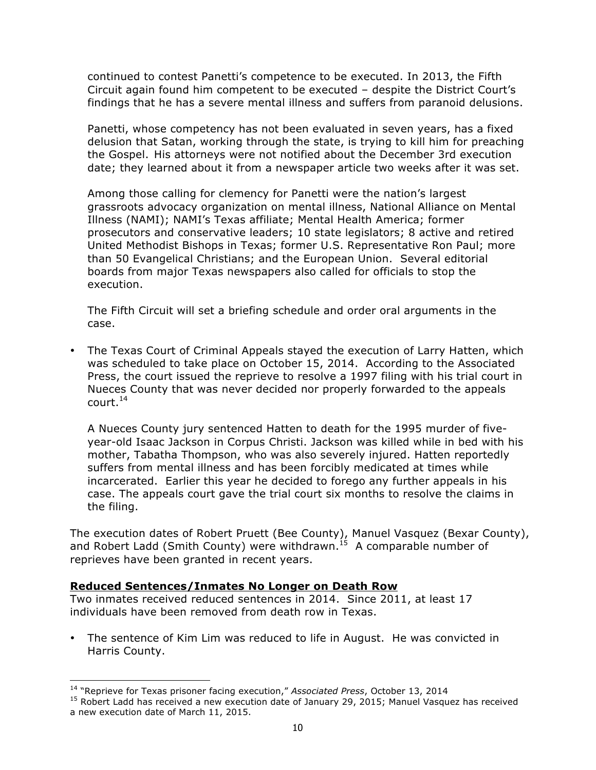continued to contest Panetti's competence to be executed. In 2013, the Fifth Circuit again found him competent to be executed – despite the District Court's findings that he has a severe mental illness and suffers from paranoid delusions.

Panetti, whose competency has not been evaluated in seven years, has a fixed delusion that Satan, working through the state, is trying to kill him for preaching the Gospel. His attorneys were not notified about the December 3rd execution date; they learned about it from a newspaper article two weeks after it was set.

Among those calling for clemency for Panetti were the nation's largest grassroots advocacy organization on mental illness, National Alliance on Mental Illness (NAMI); NAMI's Texas affiliate; Mental Health America; former prosecutors and conservative leaders; 10 state legislators; 8 active and retired United Methodist Bishops in Texas; former U.S. Representative Ron Paul; more than 50 Evangelical Christians; and the European Union. Several editorial boards from major Texas newspapers also called for officials to stop the execution.

The Fifth Circuit will set a briefing schedule and order oral arguments in the case.

- The Texas Court of Criminal Appeals stayed the execution of Larry Hatten, which was scheduled to take place on October 15, 2014. According to the Associated Press, the court issued the reprieve to resolve a 1997 filing with his trial court in Nueces County that was never decided nor properly forwarded to the appeals court.[14]

  A Nueces County jury sentenced Hatten to death for the 1995 murder of five-year-old Isaac Jackson in Corpus Christi. Jackson was killed while in bed with his mother, Tabatha Thompson, who was also severely injured. Hatten reportedly suffers from mental illness and has been forcibly medicated at times while incarcerated. Earlier this year he decided to forego any further appeals in his case. The appeals court gave the trial court six months to resolve the claims in the filing.

The execution dates of Robert Pruett (Bee County), Manuel Vasquez (Bexar County), and Robert Ladd (Smith County) were withdrawn.[15] A comparable number of reprieves have been granted in recent years.

**Reduced Sentences/Inmates No Longer on Death Row**

Two inmates received reduced sentences in 2014. Since 2011, at least 17 individuals have been removed from death row in Texas.

- The sentence of Kim Lim was reduced to life in August. He was convicted in Harris County.

---

[14] "Reprieve for Texas prisoner facing execution," *Associated Press*, October 13, 2014

[15] Robert Ladd has received a new execution date of January 29, 2015; Manuel Vasquez has received a new execution date of March 11, 2015.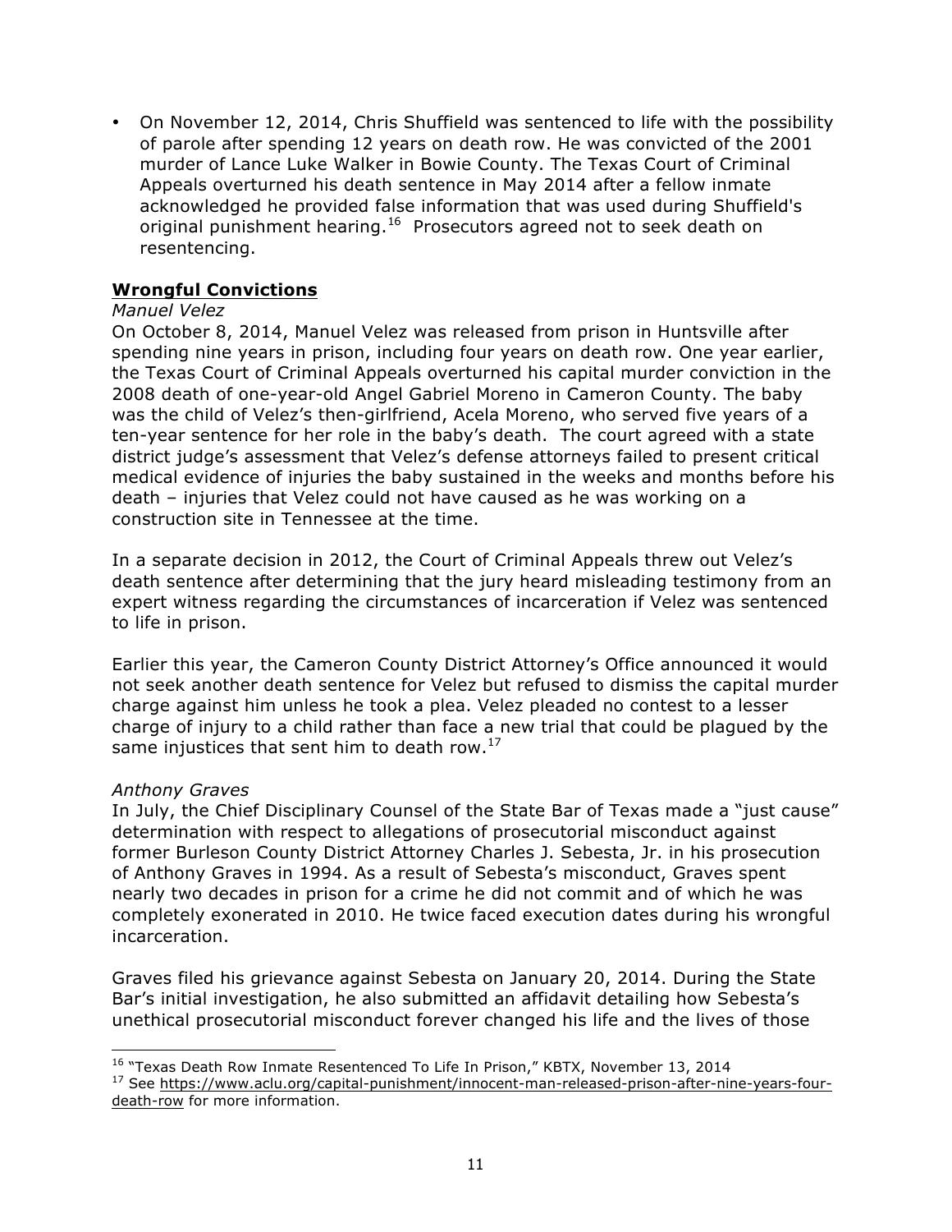- On November 12, 2014, Chris Shuffield was sentenced to life with the possibility of parole after spending 12 years on death row. He was convicted of the 2001 murder of Lance Luke Walker in Bowie County. The Texas Court of Criminal Appeals overturned his death sentence in May 2014 after a fellow inmate acknowledged he provided false information that was used during Shuffield's original punishment hearing.[16] Prosecutors agreed not to seek death on resentencing.

## **Wrongful Convictions**

*Manuel Velez*

On October 8, 2014, Manuel Velez was released from prison in Huntsville after spending nine years in prison, including four years on death row. One year earlier, the Texas Court of Criminal Appeals overturned his capital murder conviction in the 2008 death of one-year-old Angel Gabriel Moreno in Cameron County. The baby was the child of Velez's then-girlfriend, Acela Moreno, who served five years of a ten-year sentence for her role in the baby's death. The court agreed with a state district judge's assessment that Velez's defense attorneys failed to present critical medical evidence of injuries the baby sustained in the weeks and months before his death – injuries that Velez could not have caused as he was working on a construction site in Tennessee at the time.

In a separate decision in 2012, the Court of Criminal Appeals threw out Velez's death sentence after determining that the jury heard misleading testimony from an expert witness regarding the circumstances of incarceration if Velez was sentenced to life in prison.

Earlier this year, the Cameron County District Attorney's Office announced it would not seek another death sentence for Velez but refused to dismiss the capital murder charge against him unless he took a plea. Velez pleaded no contest to a lesser charge of injury to a child rather than face a new trial that could be plagued by the same injustices that sent him to death row.[17]

*Anthony Graves*

In July, the Chief Disciplinary Counsel of the State Bar of Texas made a "just cause" determination with respect to allegations of prosecutorial misconduct against former Burleson County District Attorney Charles J. Sebesta, Jr. in his prosecution of Anthony Graves in 1994. As a result of Sebesta's misconduct, Graves spent nearly two decades in prison for a crime he did not commit and of which he was completely exonerated in 2010. He twice faced execution dates during his wrongful incarceration.

Graves filed his grievance against Sebesta on January 20, 2014. During the State Bar's initial investigation, he also submitted an affidavit detailing how Sebesta's unethical prosecutorial misconduct forever changed his life and the lives of those

---

[16] "Texas Death Row Inmate Resentenced To Life In Prison," KBTX, November 13, 2014

[17] See https://www.aclu.org/capital-punishment/innocent-man-released-prison-after-nine-years-four-death-row for more information.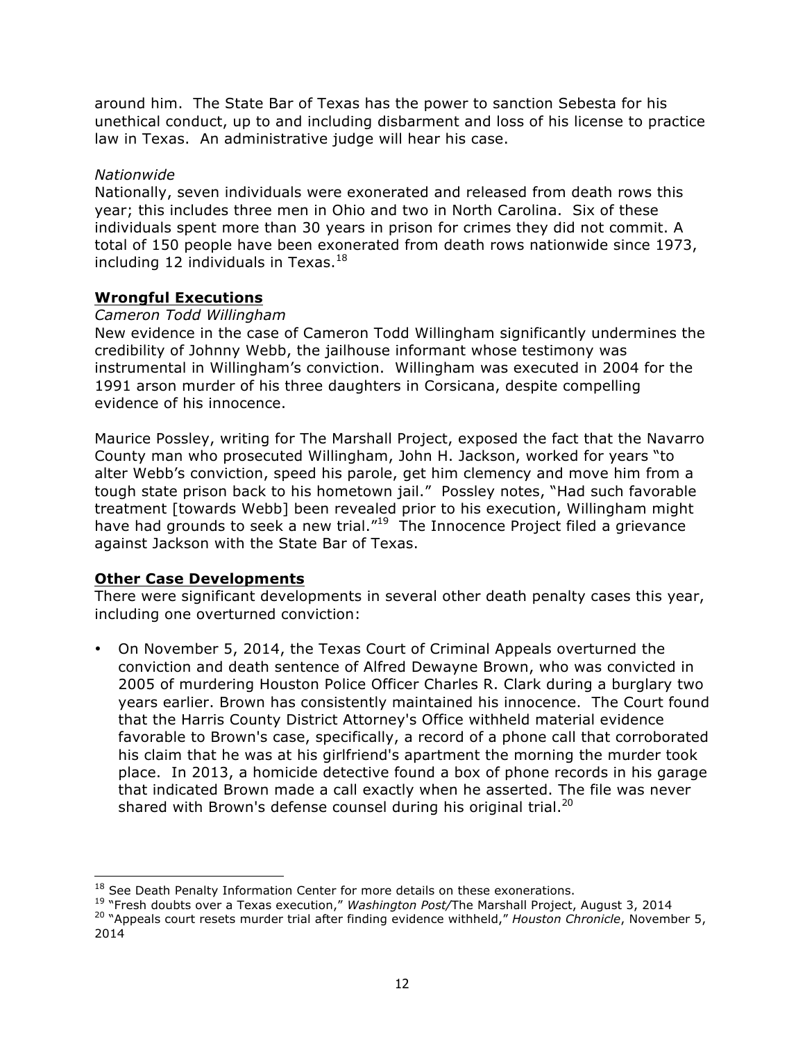around him. The State Bar of Texas has the power to sanction Sebesta for his unethical conduct, up to and including disbarment and loss of his license to practice law in Texas. An administrative judge will hear his case.

*Nationwide*

Nationally, seven individuals were exonerated and released from death rows this year; this includes three men in Ohio and two in North Carolina. Six of these individuals spent more than 30 years in prison for crimes they did not commit. A total of 150 people have been exonerated from death rows nationwide since 1973, including 12 individuals in Texas.[18]

**Wrongful Executions**

*Cameron Todd Willingham*

New evidence in the case of Cameron Todd Willingham significantly undermines the credibility of Johnny Webb, the jailhouse informant whose testimony was instrumental in Willingham's conviction. Willingham was executed in 2004 for the 1991 arson murder of his three daughters in Corsicana, despite compelling evidence of his innocence.

Maurice Possley, writing for The Marshall Project, exposed the fact that the Navarro County man who prosecuted Willingham, John H. Jackson, worked for years "to alter Webb's conviction, speed his parole, get him clemency and move him from a tough state prison back to his hometown jail." Possley notes, "Had such favorable treatment [towards Webb] been revealed prior to his execution, Willingham might have had grounds to seek a new trial."[19] The Innocence Project filed a grievance against Jackson with the State Bar of Texas.

**Other Case Developments**

There were significant developments in several other death penalty cases this year, including one overturned conviction:

- On November 5, 2014, the Texas Court of Criminal Appeals overturned the conviction and death sentence of Alfred Dewayne Brown, who was convicted in 2005 of murdering Houston Police Officer Charles R. Clark during a burglary two years earlier. Brown has consistently maintained his innocence. The Court found that the Harris County District Attorney's Office withheld material evidence favorable to Brown's case, specifically, a record of a phone call that corroborated his claim that he was at his girlfriend's apartment the morning the murder took place. In 2013, a homicide detective found a box of phone records in his garage that indicated Brown made a call exactly when he asserted. The file was never shared with Brown's defense counsel during his original trial.[20]

---

[18] See Death Penalty Information Center for more details on these exonerations.

[19] "Fresh doubts over a Texas execution," *Washington Post*/The Marshall Project, August 3, 2014

[20] "Appeals court resets murder trial after finding evidence withheld," *Houston Chronicle*, November 5, 2014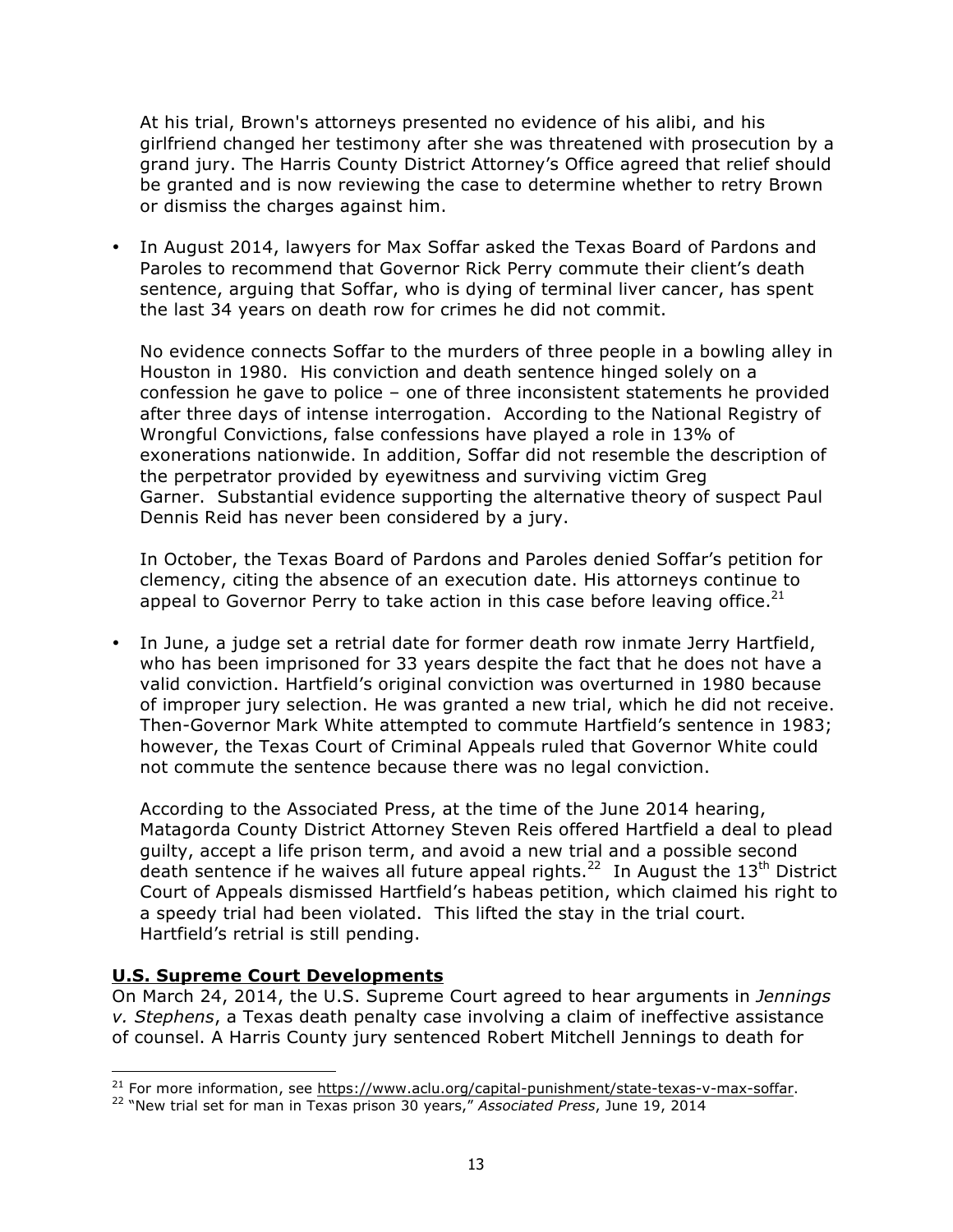At his trial, Brown's attorneys presented no evidence of his alibi, and his girlfriend changed her testimony after she was threatened with prosecution by a grand jury. The Harris County District Attorney's Office agreed that relief should be granted and is now reviewing the case to determine whether to retry Brown or dismiss the charges against him.

- In August 2014, lawyers for Max Soffar asked the Texas Board of Pardons and Paroles to recommend that Governor Rick Perry commute their client's death sentence, arguing that Soffar, who is dying of terminal liver cancer, has spent the last 34 years on death row for crimes he did not commit.

  No evidence connects Soffar to the murders of three people in a bowling alley in Houston in 1980. His conviction and death sentence hinged solely on a confession he gave to police – one of three inconsistent statements he provided after three days of intense interrogation. According to the National Registry of Wrongful Convictions, false confessions have played a role in 13% of exonerations nationwide. In addition, Soffar did not resemble the description of the perpetrator provided by eyewitness and surviving victim Greg Garner. Substantial evidence supporting the alternative theory of suspect Paul Dennis Reid has never been considered by a jury.

  In October, the Texas Board of Pardons and Paroles denied Soffar's petition for clemency, citing the absence of an execution date. His attorneys continue to appeal to Governor Perry to take action in this case before leaving office.[21]

- In June, a judge set a retrial date for former death row inmate Jerry Hartfield, who has been imprisoned for 33 years despite the fact that he does not have a valid conviction. Hartfield's original conviction was overturned in 1980 because of improper jury selection. He was granted a new trial, which he did not receive. Then-Governor Mark White attempted to commute Hartfield's sentence in 1983; however, the Texas Court of Criminal Appeals ruled that Governor White could not commute the sentence because there was no legal conviction.

  According to the Associated Press, at the time of the June 2014 hearing, Matagorda County District Attorney Steven Reis offered Hartfield a deal to plead guilty, accept a life prison term, and avoid a new trial and a possible second death sentence if he waives all future appeal rights.[22] In August the 13th District Court of Appeals dismissed Hartfield's habeas petition, which claimed his right to a speedy trial had been violated. This lifted the stay in the trial court. Hartfield's retrial is still pending.

## U.S. Supreme Court Developments

On March 24, 2014, the U.S. Supreme Court agreed to hear arguments in *Jennings v. Stephens*, a Texas death penalty case involving a claim of ineffective assistance of counsel. A Harris County jury sentenced Robert Mitchell Jennings to death for

---

[21] For more information, see https://www.aclu.org/capital-punishment/state-texas-v-max-soffar.

[22] "New trial set for man in Texas prison 30 years," *Associated Press*, June 19, 2014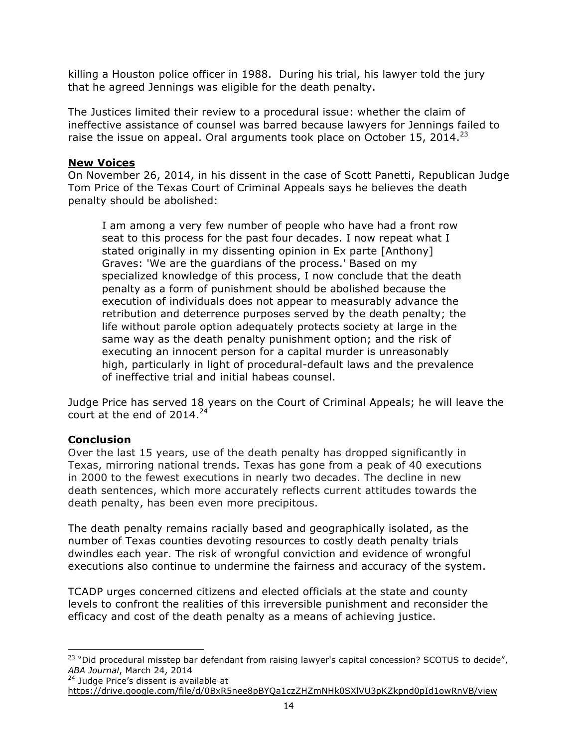killing a Houston police officer in 1988. During his trial, his lawyer told the jury that he agreed Jennings was eligible for the death penalty.

The Justices limited their review to a procedural issue: whether the claim of ineffective assistance of counsel was barred because lawyers for Jennings failed to raise the issue on appeal. Oral arguments took place on October 15, 2014.[23]

**New Voices**

On November 26, 2014, in his dissent in the case of Scott Panetti, Republican Judge Tom Price of the Texas Court of Criminal Appeals says he believes the death penalty should be abolished:

> I am among a very few number of people who have had a front row seat to this process for the past four decades. I now repeat what I stated originally in my dissenting opinion in Ex parte [Anthony] Graves: 'We are the guardians of the process.' Based on my specialized knowledge of this process, I now conclude that the death penalty as a form of punishment should be abolished because the execution of individuals does not appear to measurably advance the retribution and deterrence purposes served by the death penalty; the life without parole option adequately protects society at large in the same way as the death penalty punishment option; and the risk of executing an innocent person for a capital murder is unreasonably high, particularly in light of procedural-default laws and the prevalence of ineffective trial and initial habeas counsel.

Judge Price has served 18 years on the Court of Criminal Appeals; he will leave the court at the end of 2014.[24]

**Conclusion**

Over the last 15 years, use of the death penalty has dropped significantly in Texas, mirroring national trends. Texas has gone from a peak of 40 executions in 2000 to the fewest executions in nearly two decades. The decline in new death sentences, which more accurately reflects current attitudes towards the death penalty, has been even more precipitous.

The death penalty remains racially based and geographically isolated, as the number of Texas counties devoting resources to costly death penalty trials dwindles each year. The risk of wrongful conviction and evidence of wrongful executions also continue to undermine the fairness and accuracy of the system.

TCADP urges concerned citizens and elected officials at the state and county levels to confront the realities of this irreversible punishment and reconsider the efficacy and cost of the death penalty as a means of achieving justice.

---

[23] "Did procedural misstep bar defendant from raising lawyer's capital concession? SCOTUS to decide", *ABA Journal*, March 24, 2014

[24] Judge Price's dissent is available at https://drive.google.com/file/d/0BxR5nee8pBYQa1czZHZmNHk0SXlVU3pKZkpnd0pId1owRnVB/view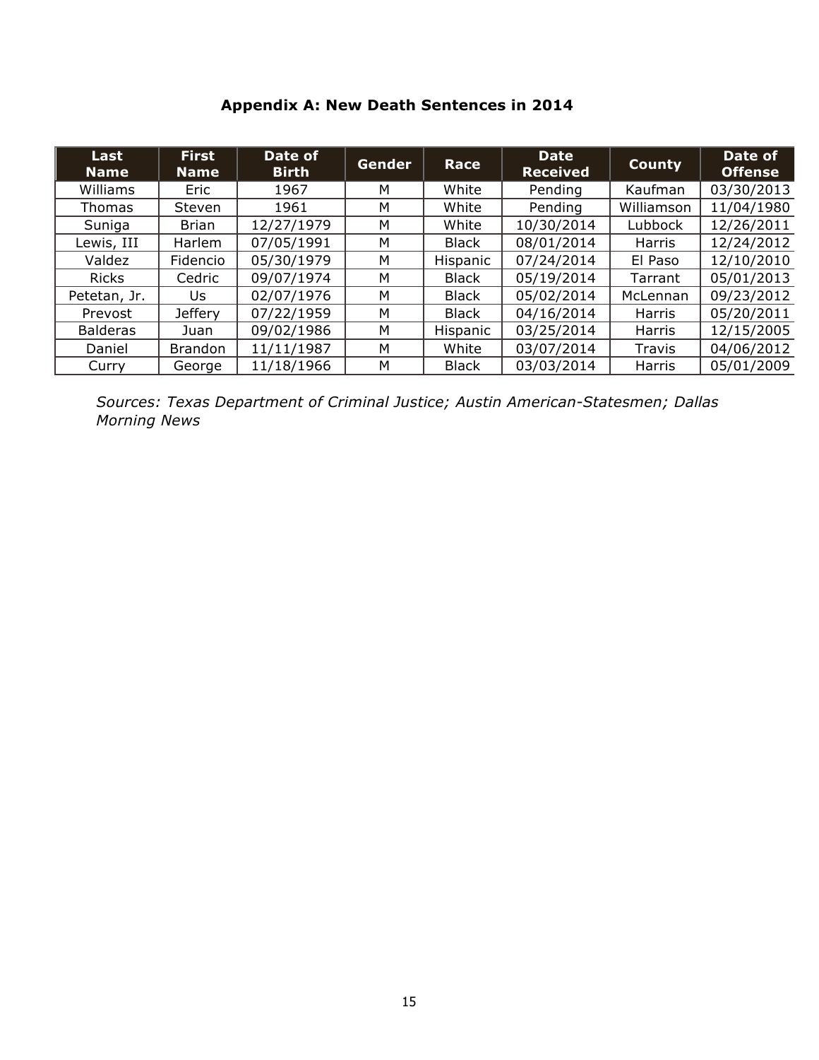## Appendix A: New Death Sentences in 2014

| Last Name | First Name | Date of Birth | Gender | Race | Date Received | County | Date of Offense |
|---|---|---|---|---|---|---|---|
| Williams | Eric | 1967 | M | White | Pending | Kaufman | 03/30/2013 |
| Thomas | Steven | 1961 | M | White | Pending | Williamson | 11/04/1980 |
| Suniga | Brian | 12/27/1979 | M | White | 10/30/2014 | Lubbock | 12/26/2011 |
| Lewis, III | Harlem | 07/05/1991 | M | Black | 08/01/2014 | Harris | 12/24/2012 |
| Valdez | Fidencio | 05/30/1979 | M | Hispanic | 07/24/2014 | El Paso | 12/10/2010 |
| Ricks | Cedric | 09/07/1974 | M | Black | 05/19/2014 | Tarrant | 05/01/2013 |
| Petetan, Jr. | Us | 02/07/1976 | M | Black | 05/02/2014 | McLennan | 09/23/2012 |
| Prevost | Jeffery | 07/22/1959 | M | Black | 04/16/2014 | Harris | 05/20/2011 |
| Balderas | Juan | 09/02/1986 | M | Hispanic | 03/25/2014 | Harris | 12/15/2005 |
| Daniel | Brandon | 11/11/1987 | M | White | 03/07/2014 | Travis | 04/06/2012 |
| Curry | George | 11/18/1966 | M | Black | 03/03/2014 | Harris | 05/01/2009 |

*Sources: Texas Department of Criminal Justice; Austin American-Statesmen; Dallas Morning News*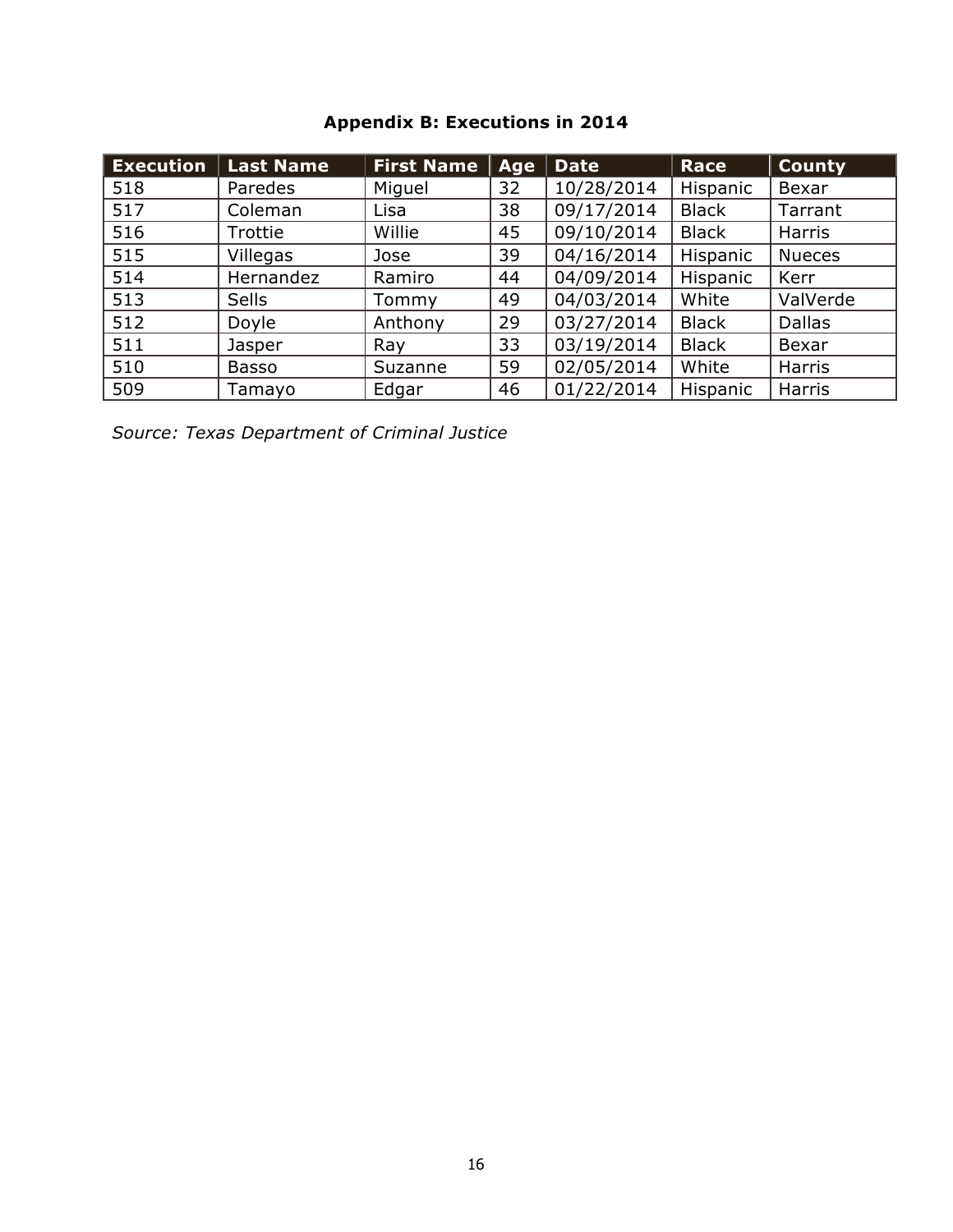# Appendix B: Executions in 2014

| Execution | Last Name | First Name | Age | Date | Race | County |
|---|---|---|---|---|---|---|
| 518 | Paredes | Miguel | 32 | 10/28/2014 | Hispanic | Bexar |
| 517 | Coleman | Lisa | 38 | 09/17/2014 | Black | Tarrant |
| 516 | Trottie | Willie | 45 | 09/10/2014 | Black | Harris |
| 515 | Villegas | Jose | 39 | 04/16/2014 | Hispanic | Nueces |
| 514 | Hernandez | Ramiro | 44 | 04/09/2014 | Hispanic | Kerr |
| 513 | Sells | Tommy | 49 | 04/03/2014 | White | ValVerde |
| 512 | Doyle | Anthony | 29 | 03/27/2014 | Black | Dallas |
| 511 | Jasper | Ray | 33 | 03/19/2014 | Black | Bexar |
| 510 | Basso | Suzanne | 59 | 02/05/2014 | White | Harris |
| 509 | Tamayo | Edgar | 46 | 01/22/2014 | Hispanic | Harris |

*Source: Texas Department of Criminal Justice*